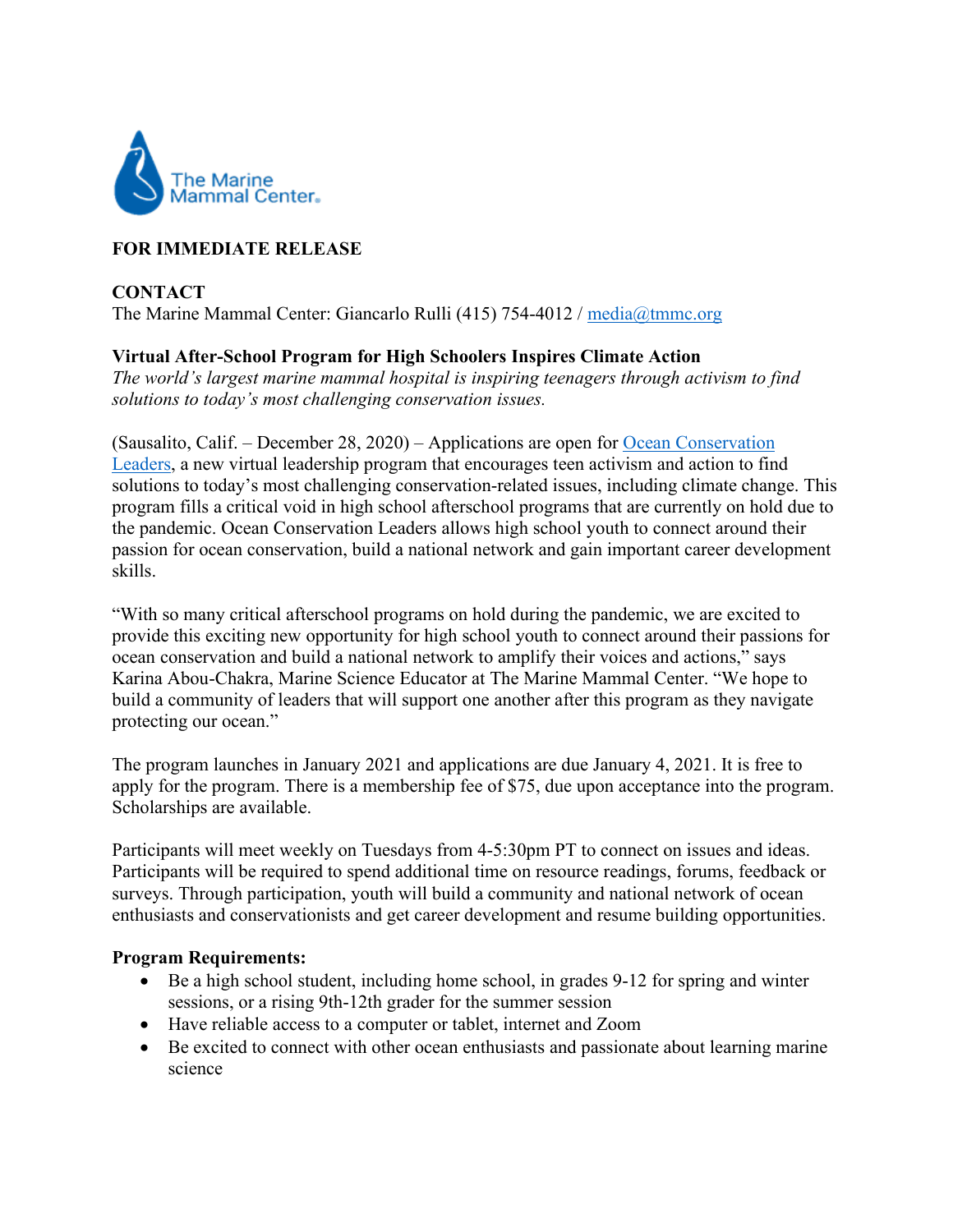The Marine Mammal Center

**FOR IMMEDIATE RELEASE**

**CONTACT**
The Marine Mammal Center: Giancarlo Rulli (415) 754-4012 / media@tmmc.org

**Virtual After-School Program for High Schoolers Inspires Climate Action**
*The world's largest marine mammal hospital is inspiring teenagers through activism to find solutions to today's most challenging conservation issues.*

(Sausalito, Calif. – December 28, 2020) – Applications are open for Ocean Conservation Leaders, a new virtual leadership program that encourages teen activism and action to find solutions to today's most challenging conservation-related issues, including climate change. This program fills a critical void in high school afterschool programs that are currently on hold due to the pandemic. Ocean Conservation Leaders allows high school youth to connect around their passion for ocean conservation, build a national network and gain important career development skills.

"With so many critical afterschool programs on hold during the pandemic, we are excited to provide this exciting new opportunity for high school youth to connect around their passions for ocean conservation and build a national network to amplify their voices and actions," says Karina Abou-Chakra, Marine Science Educator at The Marine Mammal Center. "We hope to build a community of leaders that will support one another after this program as they navigate protecting our ocean."

The program launches in January 2021 and applications are due January 4, 2021. It is free to apply for the program. There is a membership fee of $75, due upon acceptance into the program. Scholarships are available.

Participants will meet weekly on Tuesdays from 4-5:30pm PT to connect on issues and ideas. Participants will be required to spend additional time on resource readings, forums, feedback or surveys. Through participation, youth will build a community and national network of ocean enthusiasts and conservationists and get career development and resume building opportunities.

**Program Requirements:**

- Be a high school student, including home school, in grades 9-12 for spring and winter sessions, or a rising 9th-12th grader for the summer session
- Have reliable access to a computer or tablet, internet and Zoom
- Be excited to connect with other ocean enthusiasts and passionate about learning marine science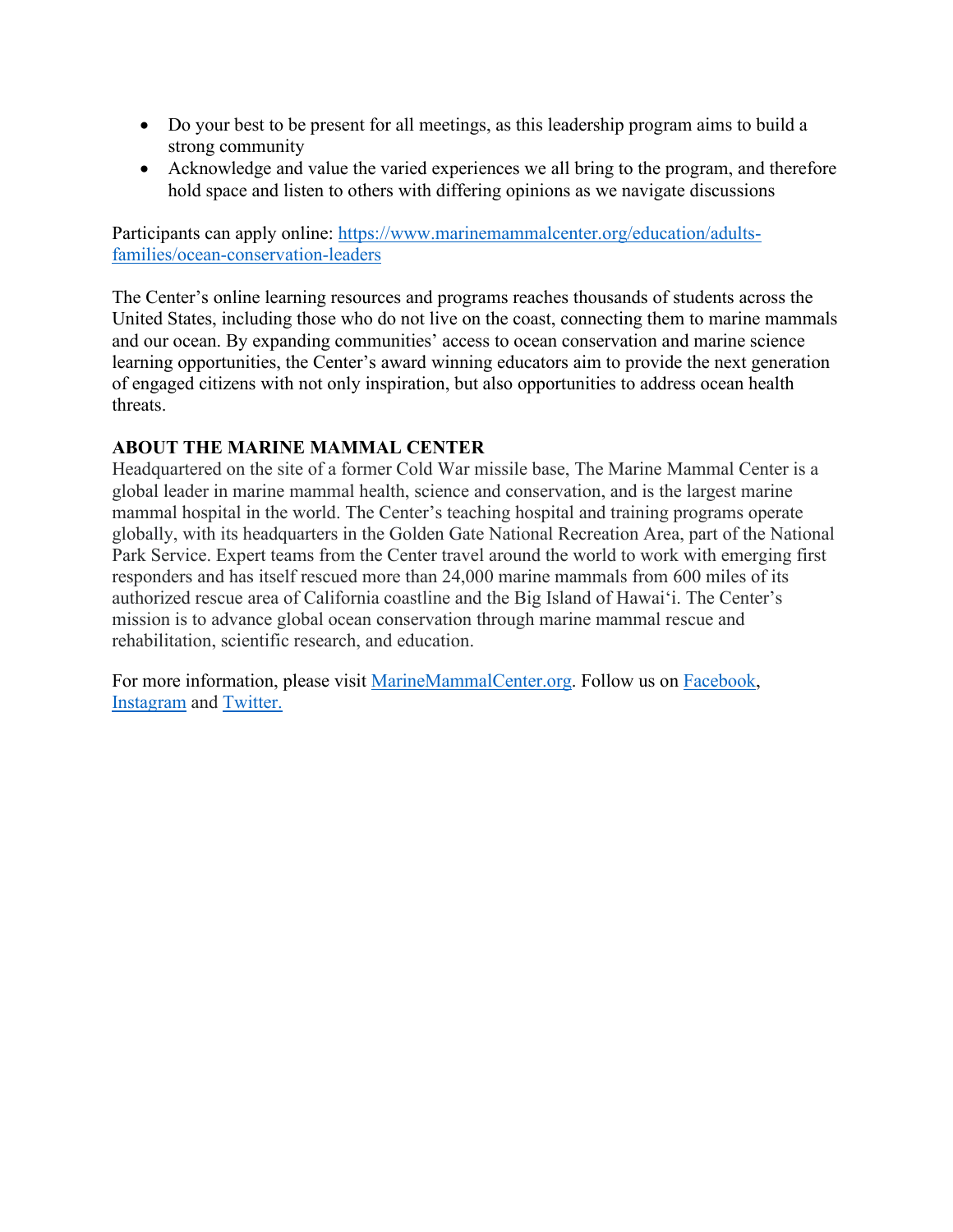- Do your best to be present for all meetings, as this leadership program aims to build a strong community
- Acknowledge and value the varied experiences we all bring to the program, and therefore hold space and listen to others with differing opinions as we navigate discussions

Participants can apply online: [https://www.marinemammalcenter.org/education/adults-families/ocean-conservation-leaders](https://www.marinemammalcenter.org/education/adults-families/ocean-conservation-leaders)

The Center's online learning resources and programs reaches thousands of students across the United States, including those who do not live on the coast, connecting them to marine mammals and our ocean. By expanding communities' access to ocean conservation and marine science learning opportunities, the Center's award winning educators aim to provide the next generation of engaged citizens with not only inspiration, but also opportunities to address ocean health threats.

**ABOUT THE MARINE MAMMAL CENTER**

Headquartered on the site of a former Cold War missile base, The Marine Mammal Center is a global leader in marine mammal health, science and conservation, and is the largest marine mammal hospital in the world. The Center's teaching hospital and training programs operate globally, with its headquarters in the Golden Gate National Recreation Area, part of the National Park Service. Expert teams from the Center travel around the world to work with emerging first responders and has itself rescued more than 24,000 marine mammals from 600 miles of its authorized rescue area of California coastline and the Big Island of Hawaiʻi. The Center's mission is to advance global ocean conservation through marine mammal rescue and rehabilitation, scientific research, and education.

For more information, please visit MarineMammalCenter.org. Follow us on Facebook, Instagram and Twitter.